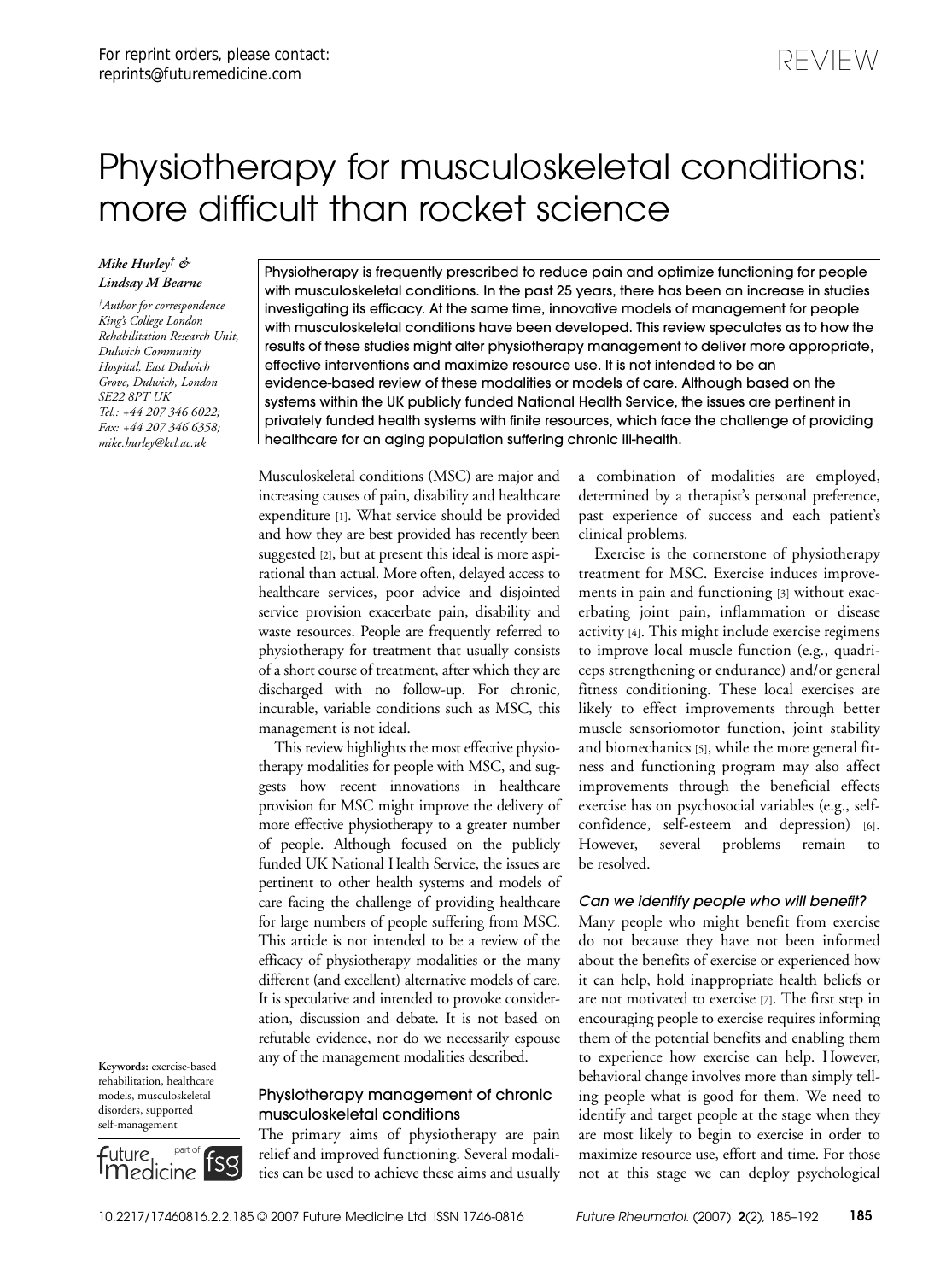For reprint orders, please contact: reprints@futuremedicine.com

REVIEW

# Physiotherapy for musculoskeletal conditions: more difficult than rocket science

*Mike Hurley† & Lindsay M Bearne*

*†Author for correspondence King's College London Rehabilitation Research Unit, Dulwich Community Hospital, East Dulwich Grove, Dulwich, London SE22 8PT UK Tel.: +44 207 346 6022; Fax: +44 207 346 6358; mike.hurley@kcl.ac.uk*

**Physiotherapy is frequently prescribed to reduce pain and optimize functioning for people with musculoskeletal conditions. In the past 25 years, there has been an increase in studies investigating its efficacy. At the same time, innovative models of management for people with musculoskeletal conditions have been developed. This review speculates as to how the results of these studies might alter physiotherapy management to deliver more appropriate, effective interventions and maximize resource use. It is not intended to be an evidence-based review of these modalities or models of care. Although based on the systems within the UK publicly funded National Health Service, the issues are pertinent in privately funded health systems with finite resources, which face the challenge of providing healthcare for an aging population suffering chronic ill-health.**

**Keywords:** exercise-based rehabilitation, healthcare models, musculoskeletal disorders, supported self-management

Musculoskeletal conditions (MSC) are major and increasing causes of pain, disability and healthcare expenditure [1]. What service should be provided and how they are best provided has recently been suggested [2], but at present this ideal is more aspirational than actual. More often, delayed access to healthcare services, poor advice and disjointed service provision exacerbate pain, disability and waste resources. People are frequently referred to physiotherapy for treatment that usually consists of a short course of treatment, after which they are discharged with no follow-up. For chronic, incurable, variable conditions such as MSC, this management is not ideal.

This review highlights the most effective physiotherapy modalities for people with MSC, and suggests how recent innovations in healthcare provision for MSC might improve the delivery of more effective physiotherapy to a greater number of people. Although focused on the publicly funded UK National Health Service, the issues are pertinent to other health systems and models of care facing the challenge of providing healthcare for large numbers of people suffering from MSC. This article is not intended to be a review of the efficacy of physiotherapy modalities or the many different (and excellent) alternative models of care. It is speculative and intended to provoke consideration, discussion and debate. It is not based on refutable evidence, nor do we necessarily espouse any of the management modalities described.

## Physiotherapy management of chronic musculoskeletal conditions

The primary aims of physiotherapy are pain relief and improved functioning. Several modalities can be used to achieve these aims and usually a combination of modalities are employed, determined by a therapist's personal preference, past experience of success and each patient's clinical problems.

Exercise is the cornerstone of physiotherapy treatment for MSC. Exercise induces improvements in pain and functioning [3] without exacerbating joint pain, inflammation or disease activity [4]. This might include exercise regimens to improve local muscle function (e.g., quadriceps strengthening or endurance) and/or general fitness conditioning. These local exercises are likely to effect improvements through better muscle sensoriomotor function, joint stability and biomechanics [5], while the more general fitness and functioning program may also affect improvements through the beneficial effects exercise has on psychosocial variables (e.g., self-confidence, self-esteem and depression) [6]. However, several problems remain to be resolved.

### *Can we identify people who will benefit?*

Many people who might benefit from exercise do not because they have not been informed about the benefits of exercise or experienced how it can help, hold inappropriate health beliefs or are not motivated to exercise [7]. The first step in encouraging people to exercise requires informing them of the potential benefits and enabling them to experience how exercise can help. However, behavioral change involves more than simply telling people what is good for them. We need to identify and target people at the stage when they are most likely to begin to exercise in order to maximize resource use, effort and time. For those not at this stage we can deploy psychological

10.2217/17460816.2.2.185 © 2007 Future Medicine Ltd ISSN 1746-0816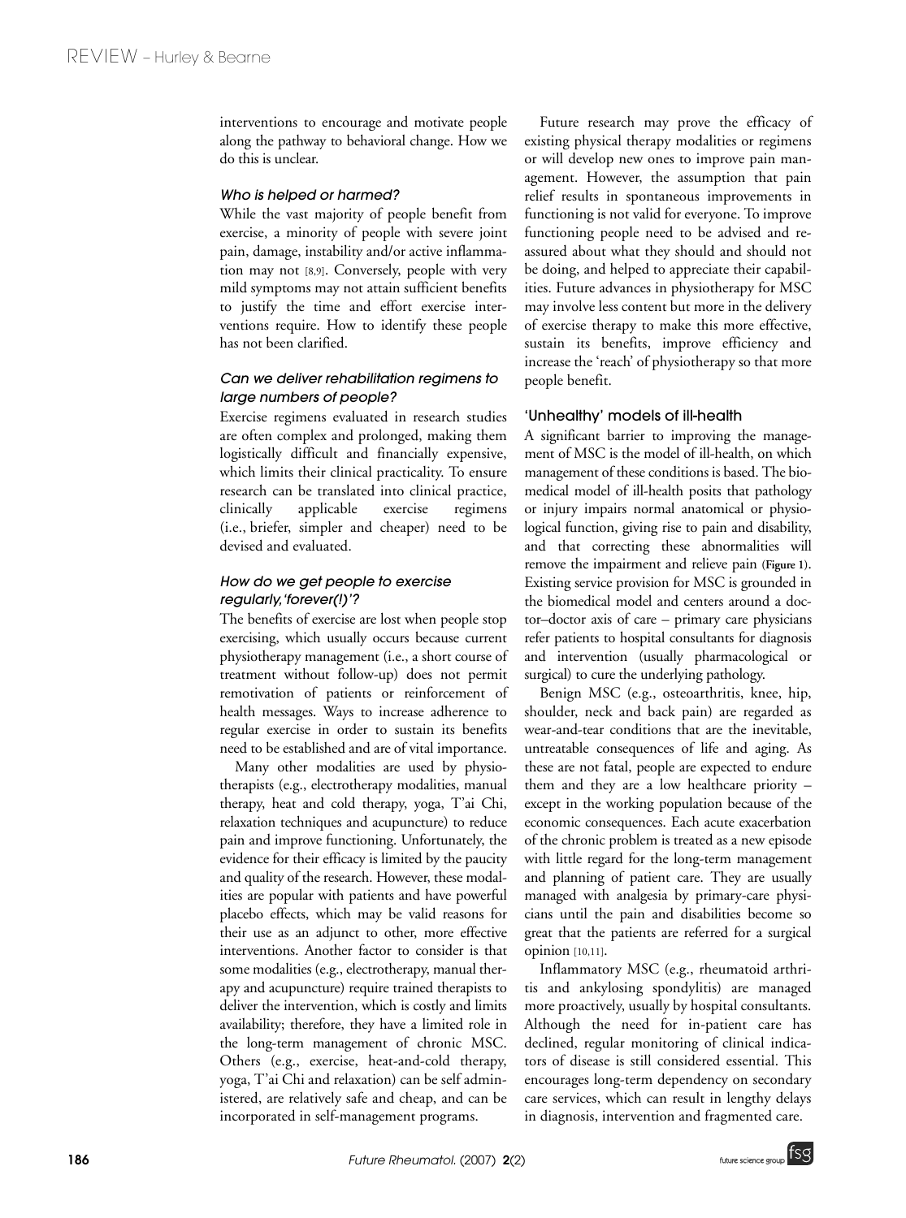interventions to encourage and motivate people along the pathway to behavioral change. How we do this is unclear.

### *Who is helped or harmed?*

While the vast majority of people benefit from exercise, a minority of people with severe joint pain, damage, instability and/or active inflammation may not [8,9]. Conversely, people with very mild symptoms may not attain sufficient benefits to justify the time and effort exercise interventions require. How to identify these people has not been clarified.

### *Can we deliver rehabilitation regimens to large numbers of people?*

Exercise regimens evaluated in research studies are often complex and prolonged, making them logistically difficult and financially expensive, which limits their clinical practicality. To ensure research can be translated into clinical practice, clinically applicable exercise regimens (i.e., briefer, simpler and cheaper) need to be devised and evaluated.

### *How do we get people to exercise regularly, 'forever(!)'?*

The benefits of exercise are lost when people stop exercising, which usually occurs because current physiotherapy management (i.e., a short course of treatment without follow-up) does not permit remotivation of patients or reinforcement of health messages. Ways to increase adherence to regular exercise in order to sustain its benefits need to be established and are of vital importance.

Many other modalities are used by physiotherapists (e.g., electrotherapy modalities, manual therapy, heat and cold therapy, yoga, T'ai Chi, relaxation techniques and acupuncture) to reduce pain and improve functioning. Unfortunately, the evidence for their efficacy is limited by the paucity and quality of the research. However, these modalities are popular with patients and have powerful placebo effects, which may be valid reasons for their use as an adjunct to other, more effective interventions. Another factor to consider is that some modalities (e.g., electrotherapy, manual therapy and acupuncture) require trained therapists to deliver the intervention, which is costly and limits availability; therefore, they have a limited role in the long-term management of chronic MSC. Others (e.g., exercise, heat-and-cold therapy, yoga, T'ai Chi and relaxation) can be self administered, are relatively safe and cheap, and can be incorporated in self-management programs.

Future research may prove the efficacy of existing physical therapy modalities or regimens or will develop new ones to improve pain management. However, the assumption that pain relief results in spontaneous improvements in functioning is not valid for everyone. To improve functioning people need to be advised and reassured about what they should and should not be doing, and helped to appreciate their capabilities. Future advances in physiotherapy for MSC may involve less content but more in the delivery of exercise therapy to make this more effective, sustain its benefits, improve efficiency and increase the 'reach' of physiotherapy so that more people benefit.

## 'Unhealthy' models of ill-health

A significant barrier to improving the management of MSC is the model of ill-health, on which management of these conditions is based. The biomedical model of ill-health posits that pathology or injury impairs normal anatomical or physiological function, giving rise to pain and disability, and that correcting these abnormalities will remove the impairment and relieve pain (**Figure 1**). Existing service provision for MSC is grounded in the biomedical model and centers around a doctor–doctor axis of care – primary care physicians refer patients to hospital consultants for diagnosis and intervention (usually pharmacological or surgical) to cure the underlying pathology.

Benign MSC (e.g., osteoarthritis, knee, hip, shoulder, neck and back pain) are regarded as wear-and-tear conditions that are the inevitable, untreatable consequences of life and aging. As these are not fatal, people are expected to endure them and they are a low healthcare priority – except in the working population because of the economic consequences. Each acute exacerbation of the chronic problem is treated as a new episode with little regard for the long-term management and planning of patient care. They are usually managed with analgesia by primary-care physicians until the pain and disabilities become so great that the patients are referred for a surgical opinion [10,11].

Inflammatory MSC (e.g., rheumatoid arthritis and ankylosing spondylitis) are managed more proactively, usually by hospital consultants. Although the need for in-patient care has declined, regular monitoring of clinical indicators of disease is still considered essential. This encourages long-term dependency on secondary care services, which can result in lengthy delays in diagnosis, intervention and fragmented care.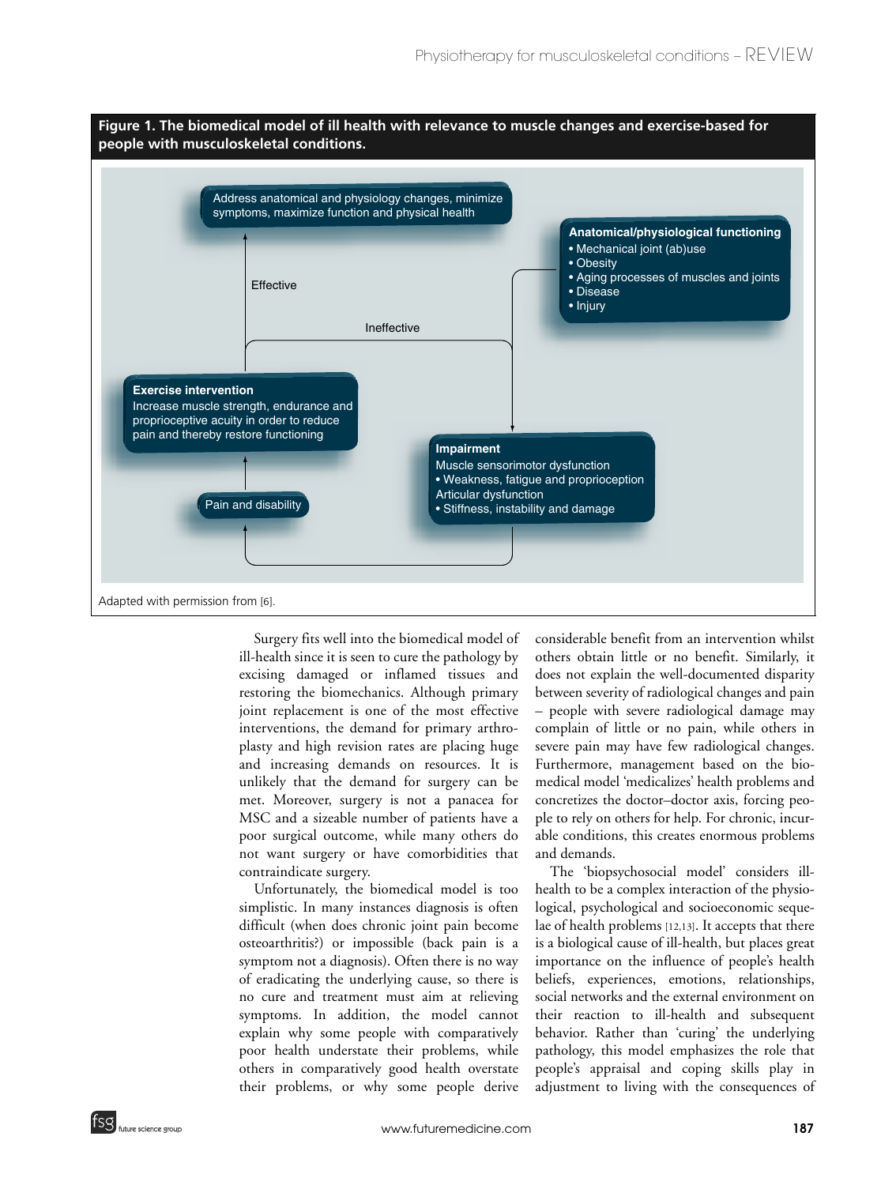**Figure 1. The biomedical model of ill health with relevance to muscle changes and exercise-based for people with musculoskeletal conditions.**

Address anatomical and physiology changes, minimize symptoms, maximize function and physical health

Effective

Ineffective

**Anatomical/physiological functioning**
- Mechanical joint (ab)use
- Obesity
- Aging processes of muscles and joints
- Disease
- Injury

**Exercise intervention**
Increase muscle strength, endurance and proprioceptive acuity in order to reduce pain and thereby restore functioning

**Impairment**
Muscle sensorimotor dysfunction
- Weakness, fatigue and proprioception

Articular dysfunction
- Stiffness, instability and damage

Pain and disability

Adapted with permission from [6].

Surgery fits well into the biomedical model of ill-health since it is seen to cure the pathology by excising damaged or inflamed tissues and restoring the biomechanics. Although primary joint replacement is one of the most effective interventions, the demand for primary arthroplasty and high revision rates are placing huge and increasing demands on resources. It is unlikely that the demand for surgery can be met. Moreover, surgery is not a panacea for MSC and a sizeable number of patients have a poor surgical outcome, while many others do not want surgery or have comorbidities that contraindicate surgery.

Unfortunately, the biomedical model is too simplistic. In many instances diagnosis is often difficult (when does chronic joint pain become osteoarthritis?) or impossible (back pain is a symptom not a diagnosis). Often there is no way of eradicating the underlying cause, so there is no cure and treatment must aim at relieving symptoms. In addition, the model cannot explain why some people with comparatively poor health understate their problems, while others in comparatively good health overstate their problems, or why some people derive considerable benefit from an intervention whilst others obtain little or no benefit. Similarly, it does not explain the well-documented disparity between severity of radiological changes and pain – people with severe radiological damage may complain of little or no pain, while others in severe pain may have few radiological changes. Furthermore, management based on the biomedical model 'medicalizes' health problems and concretizes the doctor–doctor axis, forcing people to rely on others for help. For chronic, incurable conditions, this creates enormous problems and demands.

The 'biopsychosocial model' considers ill-health to be a complex interaction of the physiological, psychological and socioeconomic sequelae of health problems [12,13]. It accepts that there is a biological cause of ill-health, but places great importance on the influence of people's health beliefs, experiences, emotions, relationships, social networks and the external environment on their reaction to ill-health and subsequent behavior. Rather than 'curing' the underlying pathology, this model emphasizes the role that people's appraisal and coping skills play in adjustment to living with the consequences of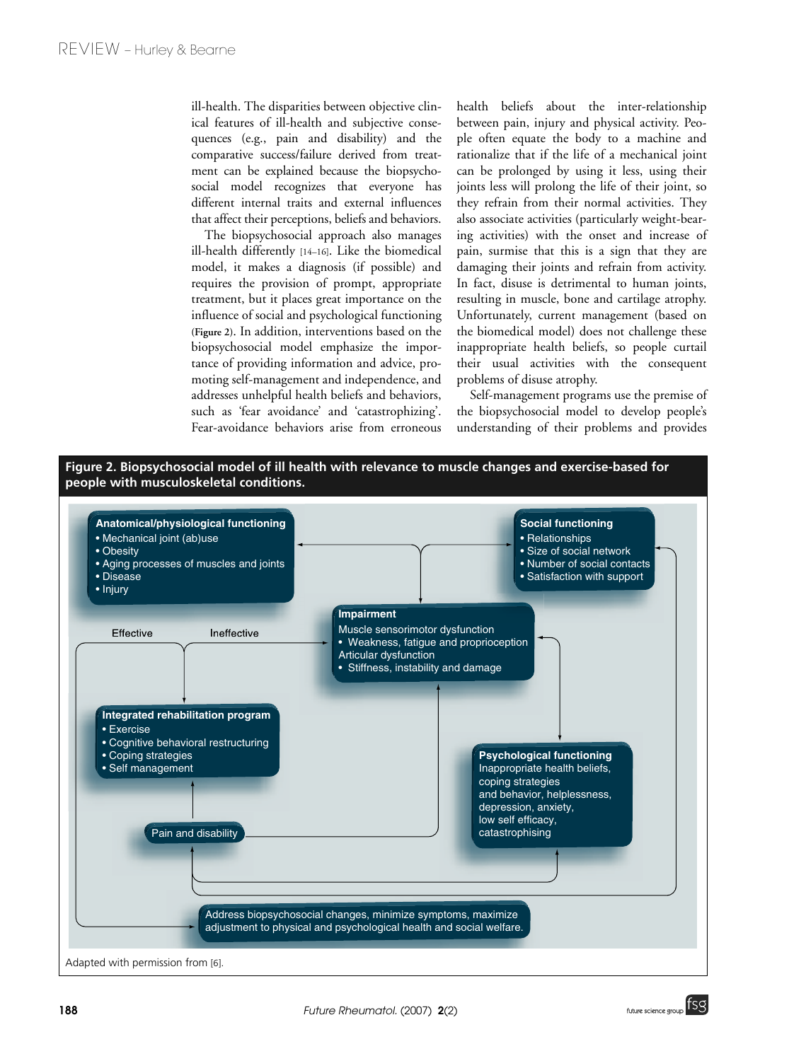ill-health. The disparities between objective clinical features of ill-health and subjective consequences (e.g., pain and disability) and the comparative success/failure derived from treatment can be explained because the biopsychosocial model recognizes that everyone has different internal traits and external influences that affect their perceptions, beliefs and behaviors.

The biopsychosocial approach also manages ill-health differently [14–16]. Like the biomedical model, it makes a diagnosis (if possible) and requires the provision of prompt, appropriate treatment, but it places great importance on the influence of social and psychological functioning (Figure 2). In addition, interventions based on the biopsychosocial model emphasize the importance of providing information and advice, promoting self-management and independence, and addresses unhelpful health beliefs and behaviors, such as 'fear avoidance' and 'catastrophizing'. Fear-avoidance behaviors arise from erroneous health beliefs about the inter-relationship between pain, injury and physical activity. People often equate the body to a machine and rationalize that if the life of a mechanical joint can be prolonged by using it less, using their joints less will prolong the life of their joint, so they refrain from their normal activities. They also associate activities (particularly weight-bearing activities) with the onset and increase of pain, surmise that this is a sign that they are damaging their joints and refrain from activity. In fact, disuse is detrimental to human joints, resulting in muscle, bone and cartilage atrophy. Unfortunately, current management (based on the biomedical model) does not challenge these inappropriate health beliefs, so people curtail their usual activities with the consequent problems of disuse atrophy.

Self-management programs use the premise of the biopsychosocial model to develop people's understanding of their problems and provides

**Figure 2. Biopsychosocial model of ill health with relevance to muscle changes and exercise-based for people with musculoskeletal conditions.**

**Anatomical/physiological functioning**
- Mechanical joint (ab)use
- Obesity
- Aging processes of muscles and joints
- Disease
- Injury

**Social functioning**
- Relationships
- Size of social network
- Number of social contacts
- Satisfaction with support

**Impairment**
Muscle sensorimotor dysfunction
- Weakness, fatigue and proprioception

Articular dysfunction
- Stiffness, instability and damage

Effective / Ineffective

**Integrated rehabilitation program**
- Exercise
- Cognitive behavioral restructuring
- Coping strategies
- Self management

**Psychological functioning**
Inappropriate health beliefs, coping strategies and behavior, helplessness, depression, anxiety, low self efficacy, catastrophising

Pain and disability

Address biopsychosocial changes, minimize symptoms, maximize adjustment to physical and psychological health and social welfare.

Adapted with permission from [6].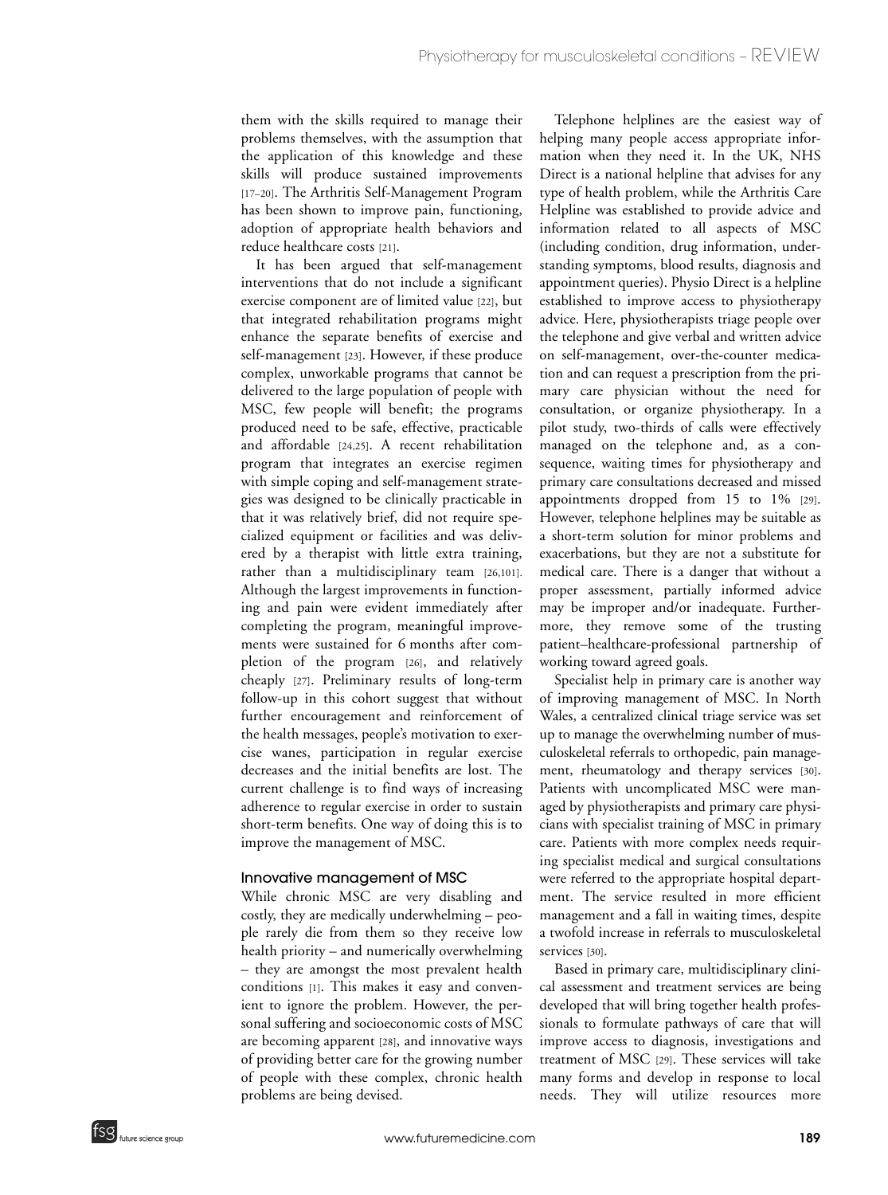them with the skills required to manage their problems themselves, with the assumption that the application of this knowledge and these skills will produce sustained improvements [17–20]. The Arthritis Self-Management Program has been shown to improve pain, functioning, adoption of appropriate health behaviors and reduce healthcare costs [21].

It has been argued that self-management interventions that do not include a significant exercise component are of limited value [22], but that integrated rehabilitation programs might enhance the separate benefits of exercise and self-management [23]. However, if these produce complex, unworkable programs that cannot be delivered to the large population of people with MSC, few people will benefit; the programs produced need to be safe, effective, practicable and affordable [24,25]. A recent rehabilitation program that integrates an exercise regimen with simple coping and self-management strategies was designed to be clinically practicable in that it was relatively brief, did not require specialized equipment or facilities and was delivered by a therapist with little extra training, rather than a multidisciplinary team [26,101]. Although the largest improvements in functioning and pain were evident immediately after completing the program, meaningful improvements were sustained for 6 months after completion of the program [26], and relatively cheaply [27]. Preliminary results of long-term follow-up in this cohort suggest that without further encouragement and reinforcement of the health messages, people's motivation to exercise wanes, participation in regular exercise decreases and the initial benefits are lost. The current challenge is to find ways of increasing adherence to regular exercise in order to sustain short-term benefits. One way of doing this is to improve the management of MSC.

### Innovative management of MSC

While chronic MSC are very disabling and costly, they are medically underwhelming – people rarely die from them so they receive low health priority – and numerically overwhelming – they are amongst the most prevalent health conditions [1]. This makes it easy and convenient to ignore the problem. However, the personal suffering and socioeconomic costs of MSC are becoming apparent [28], and innovative ways of providing better care for the growing number of people with these complex, chronic health problems are being devised.

Telephone helplines are the easiest way of helping many people access appropriate information when they need it. In the UK, NHS Direct is a national helpline that advises for any type of health problem, while the Arthritis Care Helpline was established to provide advice and information related to all aspects of MSC (including condition, drug information, understanding symptoms, blood results, diagnosis and appointment queries). Physio Direct is a helpline established to improve access to physiotherapy advice. Here, physiotherapists triage people over the telephone and give verbal and written advice on self-management, over-the-counter medication and can request a prescription from the primary care physician without the need for consultation, or organize physiotherapy. In a pilot study, two-thirds of calls were effectively managed on the telephone and, as a consequence, waiting times for physiotherapy and primary care consultations decreased and missed appointments dropped from 15 to 1% [29]. However, telephone helplines may be suitable as a short-term solution for minor problems and exacerbations, but they are not a substitute for medical care. There is a danger that without a proper assessment, partially informed advice may be improper and/or inadequate. Furthermore, they remove some of the trusting patient–healthcare-professional partnership of working toward agreed goals.

Specialist help in primary care is another way of improving management of MSC. In North Wales, a centralized clinical triage service was set up to manage the overwhelming number of musculoskeletal referrals to orthopedic, pain management, rheumatology and therapy services [30]. Patients with uncomplicated MSC were managed by physiotherapists and primary care physicians with specialist training of MSC in primary care. Patients with more complex needs requiring specialist medical and surgical consultations were referred to the appropriate hospital department. The service resulted in more efficient management and a fall in waiting times, despite a twofold increase in referrals to musculoskeletal services [30].

Based in primary care, multidisciplinary clinical assessment and treatment services are being developed that will bring together health professionals to formulate pathways of care that will improve access to diagnosis, investigations and treatment of MSC [29]. These services will take many forms and develop in response to local needs. They will utilize resources more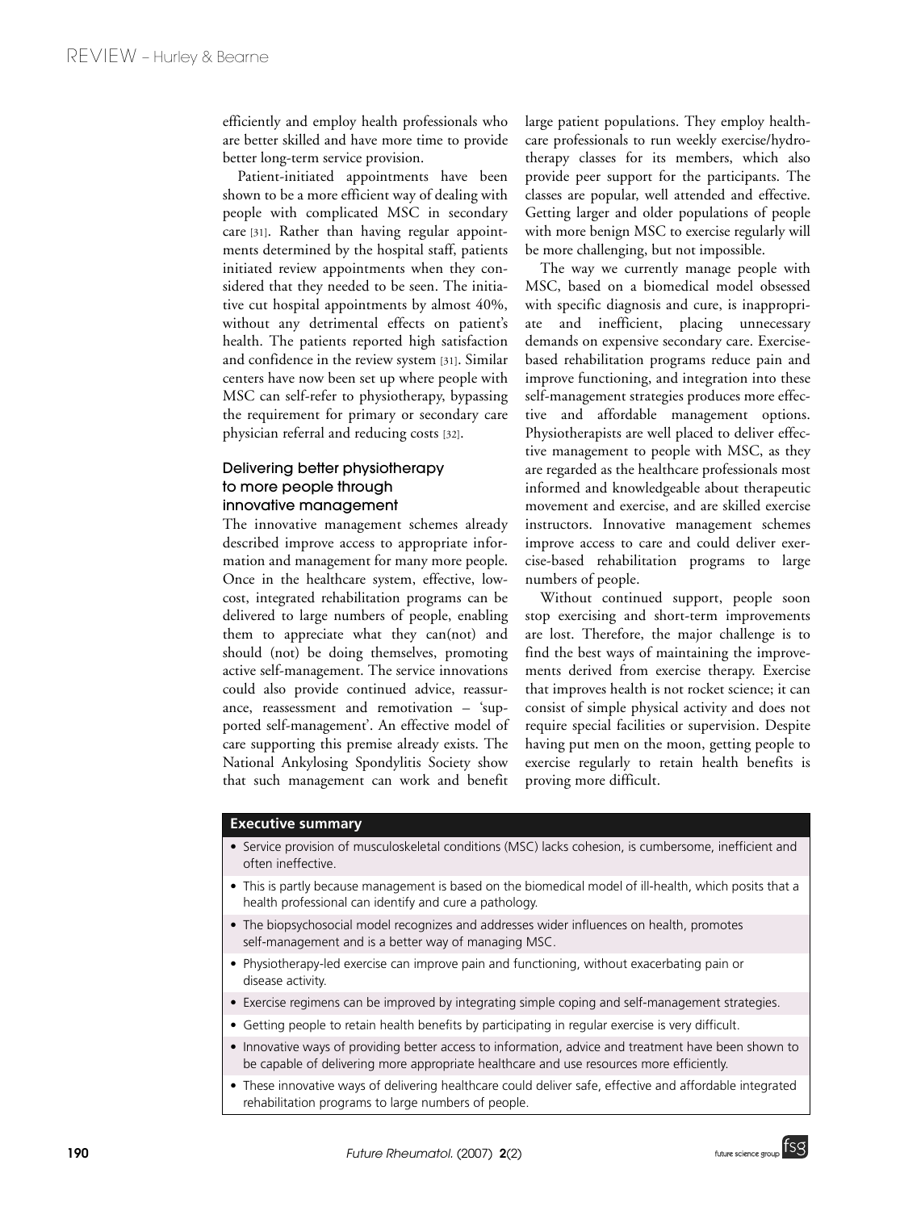efficiently and employ health professionals who are better skilled and have more time to provide better long-term service provision.

Patient-initiated appointments have been shown to be a more efficient way of dealing with people with complicated MSC in secondary care [31]. Rather than having regular appointments determined by the hospital staff, patients initiated review appointments when they considered that they needed to be seen. The initiative cut hospital appointments by almost 40%, without any detrimental effects on patient's health. The patients reported high satisfaction and confidence in the review system [31]. Similar centers have now been set up where people with MSC can self-refer to physiotherapy, bypassing the requirement for primary or secondary care physician referral and reducing costs [32].

## Delivering better physiotherapy to more people through innovative management

The innovative management schemes already described improve access to appropriate information and management for many more people. Once in the healthcare system, effective, low-cost, integrated rehabilitation programs can be delivered to large numbers of people, enabling them to appreciate what they can(not) and should (not) be doing themselves, promoting active self-management. The service innovations could also provide continued advice, reassurance, reassessment and remotivation – 'supported self-management'. An effective model of care supporting this premise already exists. The National Ankylosing Spondylitis Society show that such management can work and benefit large patient populations. They employ healthcare professionals to run weekly exercise/hydrotherapy classes for its members, which also provide peer support for the participants. The classes are popular, well attended and effective. Getting larger and older populations of people with more benign MSC to exercise regularly will be more challenging, but not impossible.

The way we currently manage people with MSC, based on a biomedical model obsessed with specific diagnosis and cure, is inappropriate and inefficient, placing unnecessary demands on expensive secondary care. Exercise-based rehabilitation programs reduce pain and improve functioning, and integration into these self-management strategies produces more effective and affordable management options. Physiotherapists are well placed to deliver effective management to people with MSC, as they are regarded as the healthcare professionals most informed and knowledgeable about therapeutic movement and exercise, and are skilled exercise instructors. Innovative management schemes improve access to care and could deliver exercise-based rehabilitation programs to large numbers of people.

Without continued support, people soon stop exercising and short-term improvements are lost. Therefore, the major challenge is to find the best ways of maintaining the improvements derived from exercise therapy. Exercise that improves health is not rocket science; it can consist of simple physical activity and does not require special facilities or supervision. Despite having put men on the moon, getting people to exercise regularly to retain health benefits is proving more difficult.

**Executive summary**

- Service provision of musculoskeletal conditions (MSC) lacks cohesion, is cumbersome, inefficient and often ineffective.
- This is partly because management is based on the biomedical model of ill-health, which posits that a health professional can identify and cure a pathology.
- The biopsychosocial model recognizes and addresses wider influences on health, promotes self-management and is a better way of managing MSC.
- Physiotherapy-led exercise can improve pain and functioning, without exacerbating pain or disease activity.
- Exercise regimens can be improved by integrating simple coping and self-management strategies.
- Getting people to retain health benefits by participating in regular exercise is very difficult.
- Innovative ways of providing better access to information, advice and treatment have been shown to be capable of delivering more appropriate healthcare and use resources more efficiently.
- These innovative ways of delivering healthcare could deliver safe, effective and affordable integrated rehabilitation programs to large numbers of people.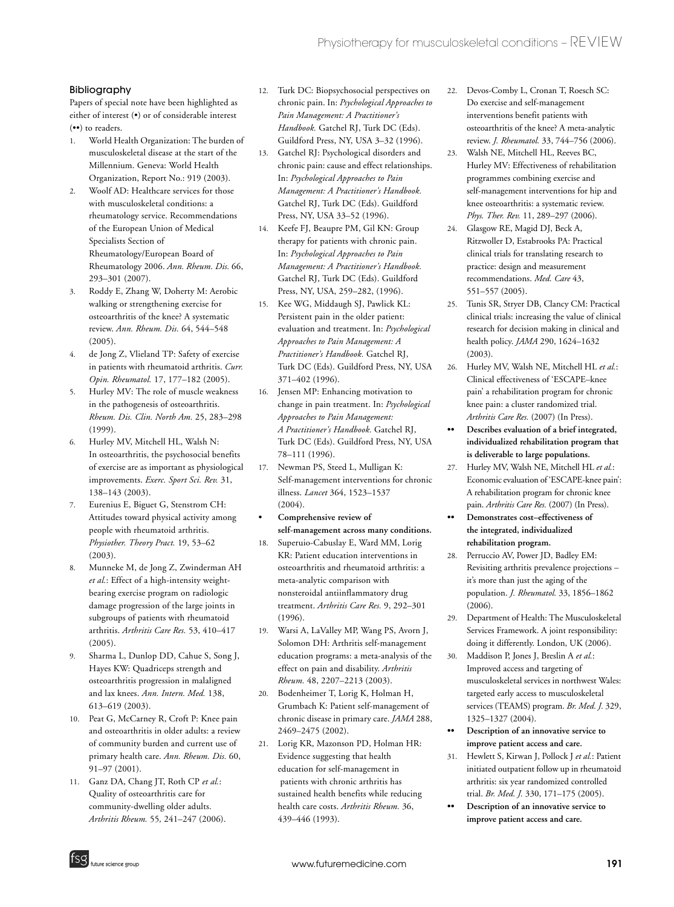## Bibliography

Papers of special note have been highlighted as either of interest (•) or of considerable interest (••) to readers.

1. World Health Organization: The burden of musculoskeletal disease at the start of the Millennium. Geneva: World Health Organization, Report No.: 919 (2003).
2. Woolf AD: Healthcare services for those with musculoskeletal conditions: a rheumatology service. Recommendations of the European Union of Medical Specialists Section of Rheumatology/European Board of Rheumatology 2006. *Ann. Rheum. Dis.* 66, 293–301 (2007).
3. Roddy E, Zhang W, Doherty M: Aerobic walking or strengthening exercise for osteoarthritis of the knee? A systematic review. *Ann. Rheum. Dis.* 64, 544–548 (2005).
4. de Jong Z, Vlieland TP: Safety of exercise in patients with rheumatoid arthritis. *Curr. Opin. Rheumatol.* 17, 177–182 (2005).
5. Hurley MV: The role of muscle weakness in the pathogenesis of osteoarthritis. *Rheum. Dis. Clin. North Am.* 25, 283–298 (1999).
6. Hurley MV, Mitchell HL, Walsh N: In osteoarthritis, the psychosocial benefits of exercise are as important as physiological improvements. *Exerc. Sport Sci. Rev.* 31, 138–143 (2003).
7. Eurenius E, Biguet G, Stenstrom CH: Attitudes toward physical activity among people with rheumatoid arthritis. *Physiother. Theory Pract.* 19, 53–62 (2003).
8. Munneke M, de Jong Z, Zwinderman AH *et al.*: Effect of a high-intensity weight-bearing exercise program on radiologic damage progression of the large joints in subgroups of patients with rheumatoid arthritis. *Arthritis Care Res.* 53, 410–417 (2005).
9. Sharma L, Dunlop DD, Cahue S, Song J, Hayes KW: Quadriceps strength and osteoarthritis progression in malaligned and lax knees. *Ann. Intern. Med.* 138, 613–619 (2003).
10. Peat G, McCarney R, Croft P: Knee pain and osteoarthritis in older adults: a review of community burden and current use of primary health care. *Ann. Rheum. Dis.* 60, 91–97 (2001).
11. Ganz DA, Chang JT, Roth CP *et al.*: Quality of osteoarthritis care for community-dwelling older adults. *Arthritis Rheum.* 55, 241–247 (2006).
12. Turk DC: Biopsychosocial perspectives on chronic pain. In: *Psychological Approaches to Pain Management: A Practitioner's Handbook.* Gatchel RJ, Turk DC (Eds). Guildford Press, NY, USA 3–32 (1996).
13. Gatchel RJ: Psychological disorders and chronic pain: cause and effect relationships. In: *Psychological Approaches to Pain Management: A Practitioner's Handbook.* Gatchel RJ, Turk DC (Eds). Guildford Press, NY, USA 33–52 (1996).
14. Keefe FJ, Beaupre PM, Gil KN: Group therapy for patients with chronic pain. In: *Psychological Approaches to Pain Management: A Practitioner's Handbook.* Gatchel RJ, Turk DC (Eds). Guildford Press, NY, USA, 259–282, (1996).
15. Kee WG, Middaugh SJ, Pawlick KL: Persistent pain in the older patient: evaluation and treatment. In: *Psychological Approaches to Pain Management: A Practitioner's Handbook.* Gatchel RJ, Turk DC (Eds). Guildford Press, NY, USA 371–402 (1996).
16. Jensen MP: Enhancing motivation to change in pain treatment. In: *Psychological Approaches to Pain Management: A Practitioner's Handbook.* Gatchel RJ, Turk DC (Eds). Guildford Press, NY, USA 78–111 (1996).
17. Newman PS, Steed L, Mulligan K: Self-management interventions for chronic illness. *Lancet* 364, 1523–1537 (2004).
    - • **Comprehensive review of self-management across many conditions.**
18. Superuio-Cabuslay E, Ward MM, Lorig KR: Patient education interventions in osteoarthritis and rheumatoid arthritis: a meta-analytic comparison with nonsteroidal antiinflammatory drug treatment. *Arthritis Care Res.* 9, 292–301 (1996).
19. Warsi A, LaValley MP, Wang PS, Avorn J, Solomon DH: Arthritis self-management education programs: a meta-analysis of the effect on pain and disability. *Arthritis Rheum.* 48, 2207–2213 (2003).
20. Bodenheimer T, Lorig K, Holman H, Grumbach K: Patient self-management of chronic disease in primary care. *JAMA* 288, 2469–2475 (2002).
21. Lorig KR, Mazonson PD, Holman HR: Evidence suggesting that health education for self-management in patients with chronic arthritis has sustained health benefits while reducing health care costs. *Arthritis Rheum.* 36, 439–446 (1993).
22. Devos-Comby L, Cronan T, Roesch SC: Do exercise and self-management interventions benefit patients with osteoarthritis of the knee? A meta-analytic review. *J. Rheumatol.* 33, 744–756 (2006).
23. Walsh NE, Mitchell HL, Reeves BC, Hurley MV: Effectiveness of rehabilitation programmes combining exercise and self-management interventions for hip and knee osteoarthritis: a systematic review. *Phys. Ther. Rev.* 11, 289–297 (2006).
24. Glasgow RE, Magid DJ, Beck A, Ritzwoller D, Estabrooks PA: Practical clinical trials for translating research to practice: design and measurement recommendations. *Med. Care* 43, 551–557 (2005).
25. Tunis SR, Stryer DB, Clancy CM: Practical clinical trials: increasing the value of clinical research for decision making in clinical and health policy. *JAMA* 290, 1624–1632 (2003).
26. Hurley MV, Walsh NE, Mitchell HL *et al.*: Clinical effectiveness of 'ESCAPE–knee pain' a rehabilitation program for chronic knee pain: a cluster randomized trial. *Arthritis Care Res.* (2007) (In Press).
    - •• **Describes evaluation of a brief integrated, individualized rehabilitation program that is deliverable to large populations.**
27. Hurley MV, Walsh NE, Mitchell HL *et al.*: Economic evaluation of 'ESCAPE-knee pain': A rehabilitation program for chronic knee pain. *Arthritis Care Res.* (2007) (In Press).
    - •• **Demonstrates cost–effectiveness of the integrated, individualized rehabilitation program.**
28. Perruccio AV, Power JD, Badley EM: Revisiting arthritis prevalence projections – it's more than just the aging of the population. *J. Rheumatol.* 33, 1856–1862 (2006).
29. Department of Health: The Musculoskeletal Services Framework. A joint responsibility: doing it differently. London, UK (2006).
30. Maddison P, Jones J, Breslin A *et al.*: Improved access and targeting of musculoskeletal services in northwest Wales: targeted early access to musculoskeletal services (TEAMS) program. *Br. Med. J.* 329, 1325–1327 (2004).
    - •• **Description of an innovative service to improve patient access and care.**
31. Hewlett S, Kirwan J, Pollock J *et al.*: Patient initiated outpatient follow up in rheumatoid arthritis: six year randomized controlled trial. *Br. Med. J.* 330, 171–175 (2005).
    - •• **Description of an innovative service to improve patient access and care.**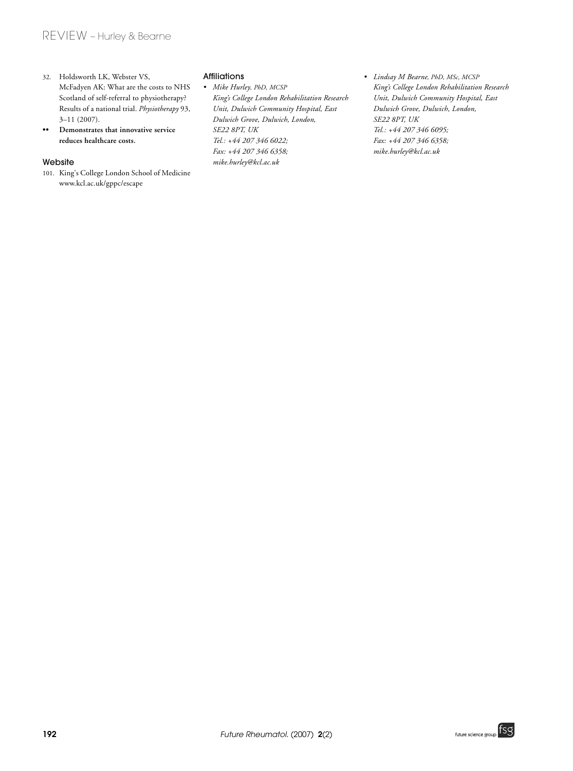32. Holdsworth LK, Webster VS, McFadyen AK: What are the costs to NHS Scotland of self-referral to physiotherapy? Results of a national trial. *Physiotherapy* 93, 3–11 (2007).

•• **Demonstrates that innovative service reduces healthcare costs.**

### Website

101. King's College London School of Medicine www.kcl.ac.uk/gppc/escape

### Affiliations

- *Mike Hurley, PhD, MCSP*
  *King's College London Rehabilitation Research Unit, Dulwich Community Hospital, East Dulwich Grove, Dulwich, London, SE22 8PT, UK*
  *Tel.: +44 207 346 6022;*
  *Fax: +44 207 346 6358;*
  *mike.hurley@kcl.ac.uk*

- *Lindsay M Bearne, PhD, MSc, MCSP*
  *King's College London Rehabilitation Research Unit, Dulwich Community Hospital, East Dulwich Grove, Dulwich, London, SE22 8PT, UK*
  *Tel.: +44 207 346 6095;*
  *Fax: +44 207 346 6358;*
  *mike.hurley@kcl.ac.uk*